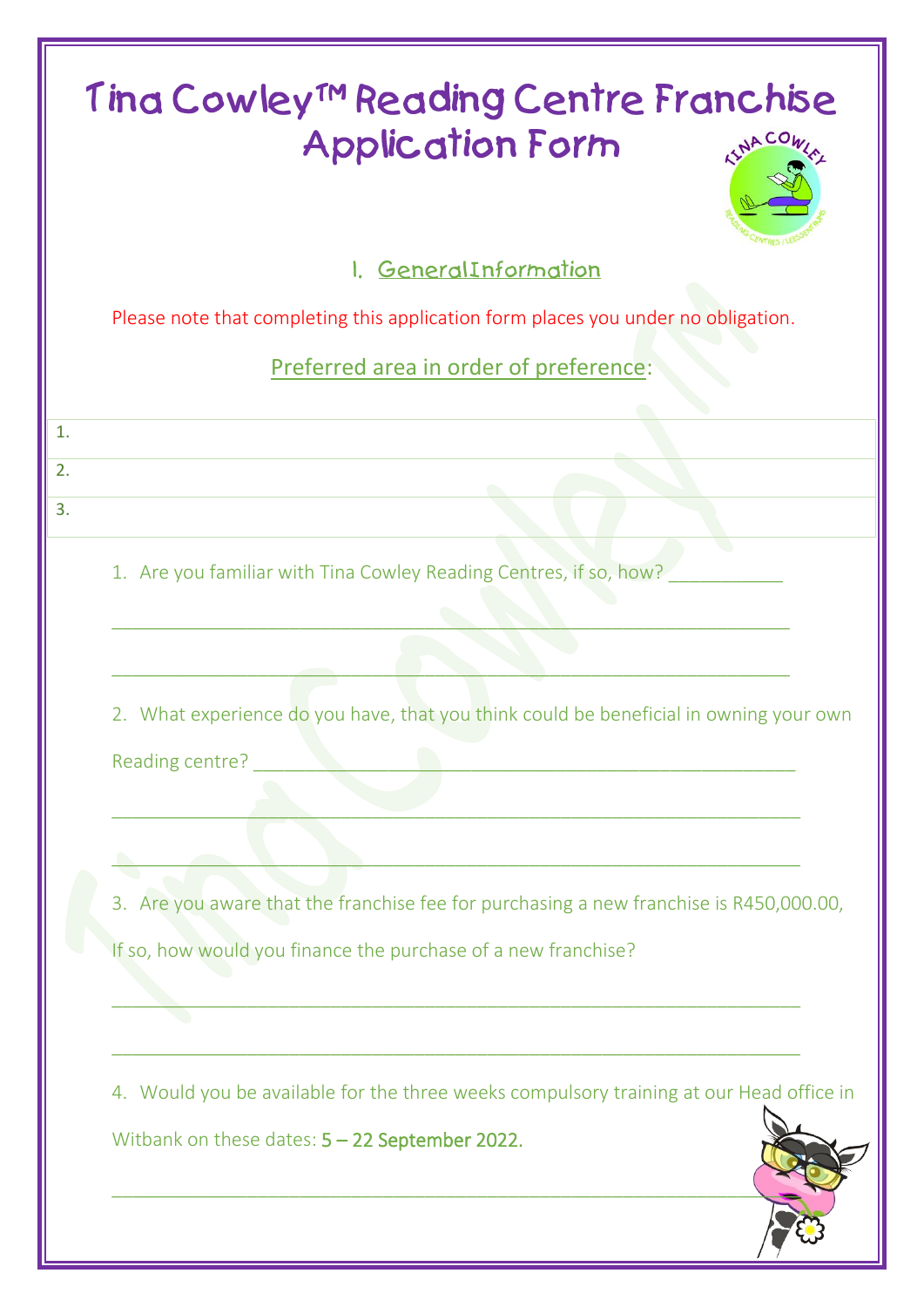# Tina Cowley™ Reading Centre Franchise Application Form

## 1. General Information

Please note that completing this application form places you under no obligation.

Preferred area in order of preference:

| |
|---|
| 1. |
| 2. |
| 3. |

1. Are you familiar with Tina Cowley Reading Centres, if so, how? ___________

_______________________________________________________________

_______________________________________________________________

2. What experience do you have, that you think could be beneficial in owning your own Reading centre? _______________________________________________

_______________________________________________________________

_______________________________________________________________

3. Are you aware that the franchise fee for purchasing a new franchise is R450,000.00, If so, how would you finance the purchase of a new franchise?

_______________________________________________________________

_______________________________________________________________

4. Would you be available for the three weeks compulsory training at our Head office in Witbank on these dates: 5 – 22 September 2022.

_______________________________________________________________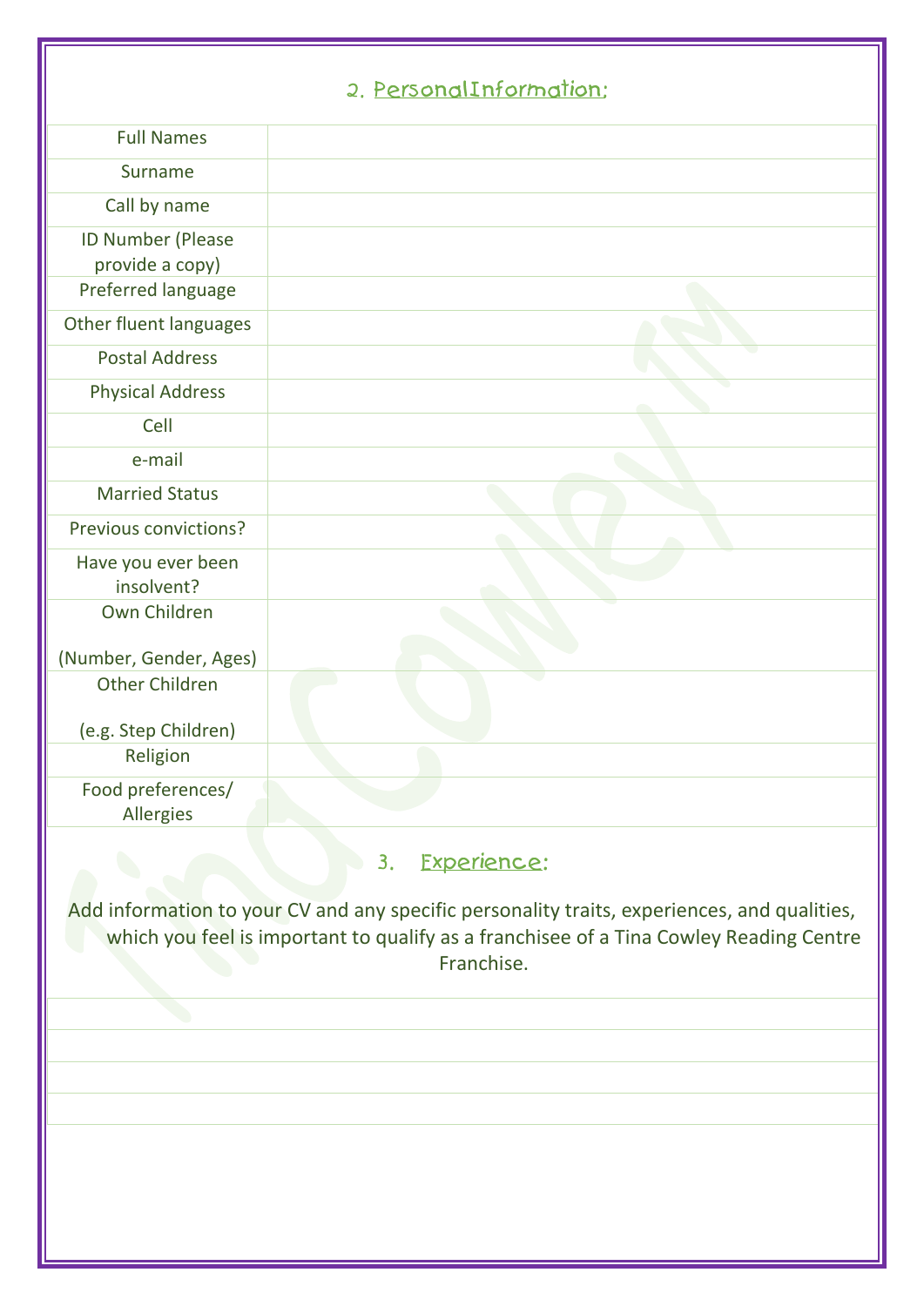## 2. PersonalInformation:

| Field | |
|---|---|
| Full Names | |
| Surname | |
| Call by name | |
| ID Number (Please provide a copy) | |
| Preferred language | |
| Other fluent languages | |
| Postal Address | |
| Physical Address | |
| Cell | |
| e-mail | |
| Married Status | |
| Previous convictions? | |
| Have you ever been insolvent? | |
| Own Children (Number, Gender, Ages) | |
| Other Children (e.g. Step Children) | |
| Religion | |
| Food preferences/ Allergies | |

## 3. Experience:

Add information to your CV and any specific personality traits, experiences, and qualities, which you feel is important to qualify as a franchisee of a Tina Cowley Reading Centre Franchise.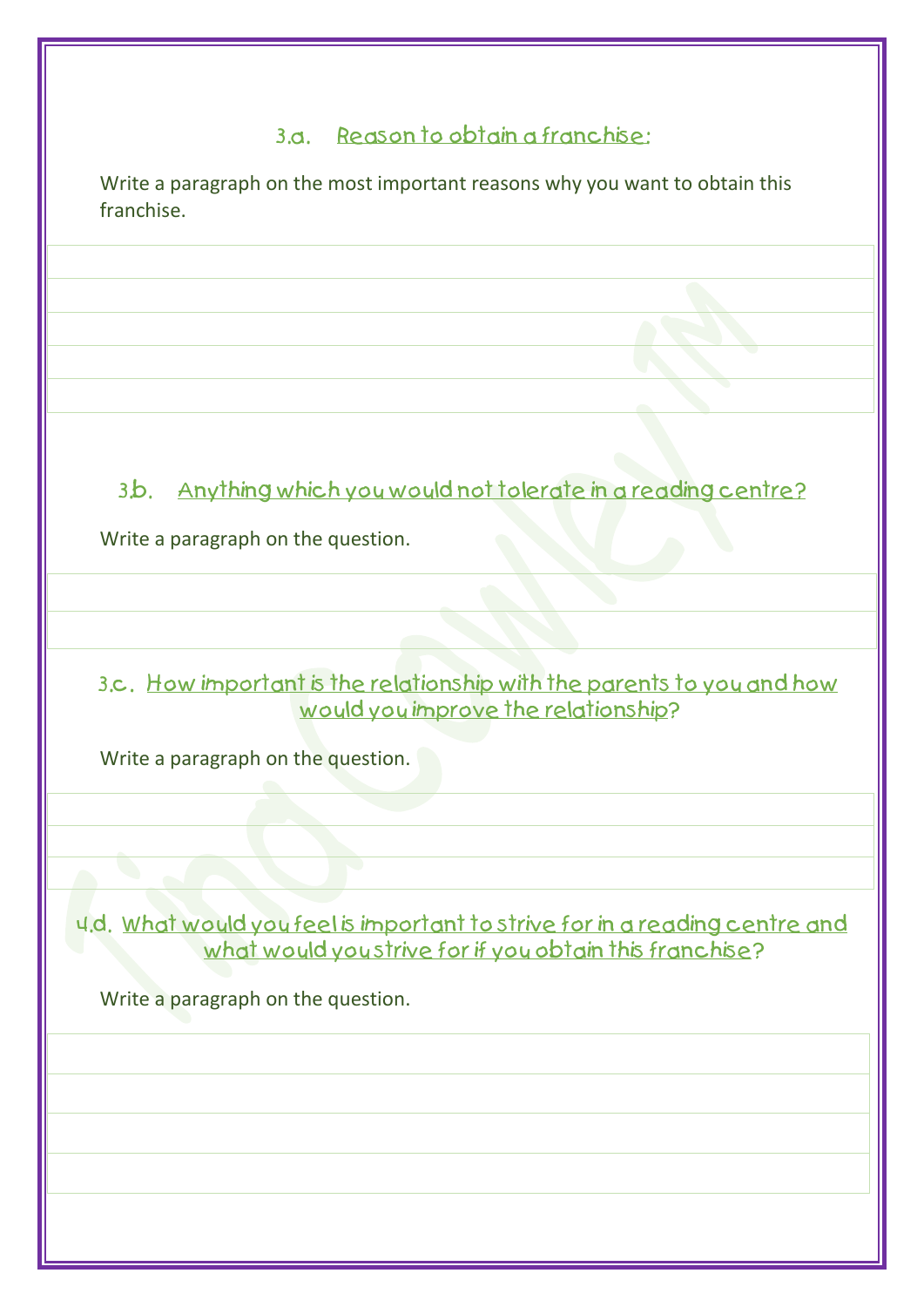### 3.a. Reason to obtain a franchise:

Write a paragraph on the most important reasons why you want to obtain this franchise.

### 3.b. Anything which you would not tolerate in a reading centre?

Write a paragraph on the question.

### 3.c. How important is the relationship with the parents to you and how would you improve the relationship?

Write a paragraph on the question.

### 4.d. What would you feel is important to strive for in a reading centre and what would you strive for if you obtain this franchise?

Write a paragraph on the question.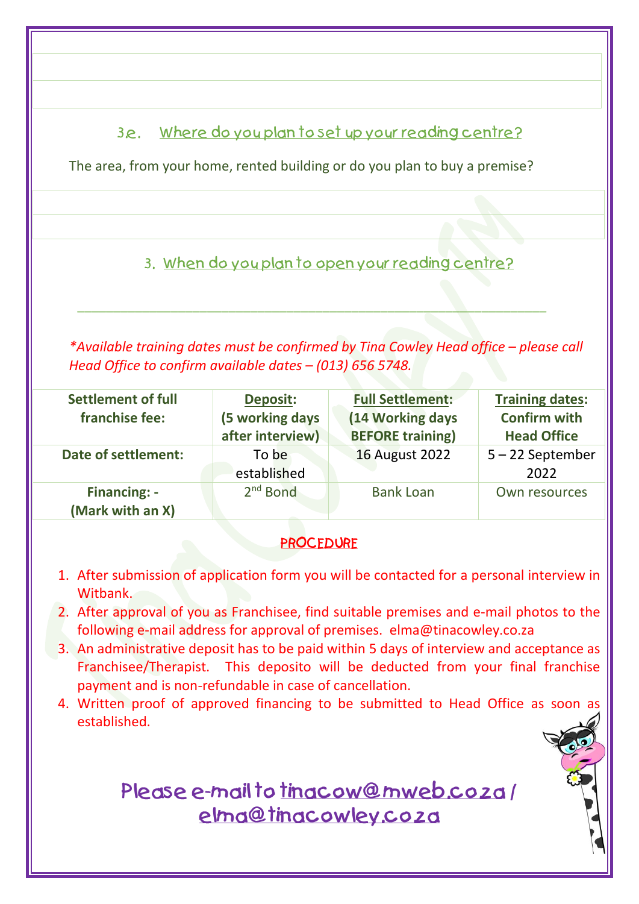## 3e. Where do you plan to set up your reading centre?

The area, from your home, rented building or do you plan to buy a premise?

## 3. When do you plan to open your reading centre?

\_\_\_\_\_\_\_\_\_\_\_\_\_\_\_\_\_\_\_\_\_\_\_\_\_\_\_\_\_\_\_\_\_\_\_\_\_\_\_\_\_\_\_\_\_\_\_\_\_\_\_\_\_\_\_\_\_\_\_\_

*\*Available training dates must be confirmed by Tina Cowley Head office – please call Head Office to confirm available dates – (013) 656 5748.*

| **Settlement of full franchise fee:** | **Deposit: (5 working days after interview)** | **Full Settlement: (14 Working days BEFORE training)** | **Training dates: Confirm with Head Office** |
|---|---|---|---|
| **Date of settlement:** | To be established | 16 August 2022 | 5 – 22 September 2022 |
| **Financing: - (Mark with an X)** | 2nd Bond | Bank Loan | Own resources |

### PROCEDURE

1. After submission of application form you will be contacted for a personal interview in Witbank.
2. After approval of you as Franchisee, find suitable premises and e-mail photos to the following e-mail address for approval of premises. elma@tinacowley.co.za
3. An administrative deposit has to be paid within 5 days of interview and acceptance as Franchisee/Therapist. This deposito will be deducted from your final franchise payment and is non-refundable in case of cancellation.
4. Written proof of approved financing to be submitted to Head Office as soon as established.

**Please e-mail to tinacow@mweb.co.za / elma@tinacowley.co.za**